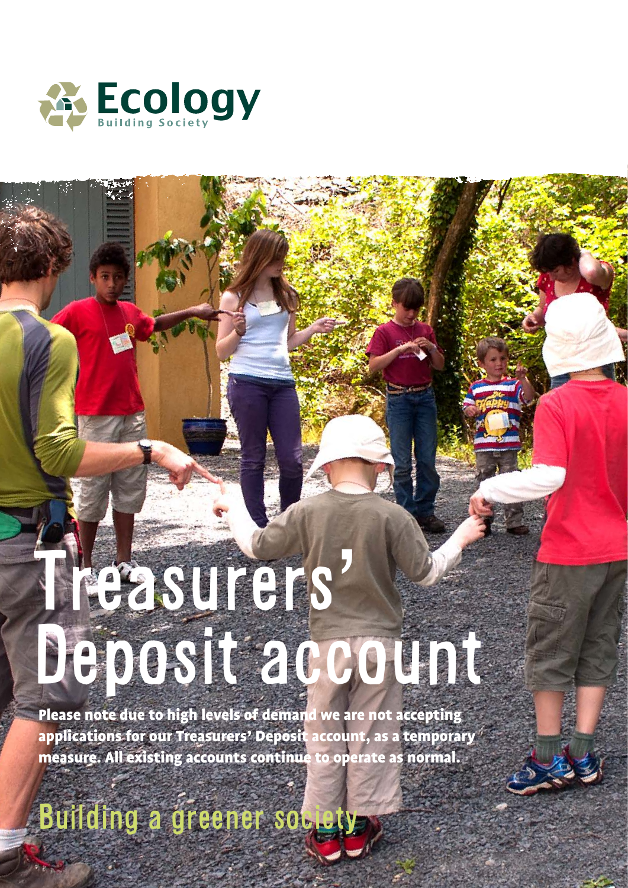Ecology
Building Society

# Treasurers' Deposit account

**Please note due to high levels of demand we are not accepting applications for our Treasurers' Deposit account, as a temporary measure. All existing accounts continue to operate as normal.**

## Building a greener society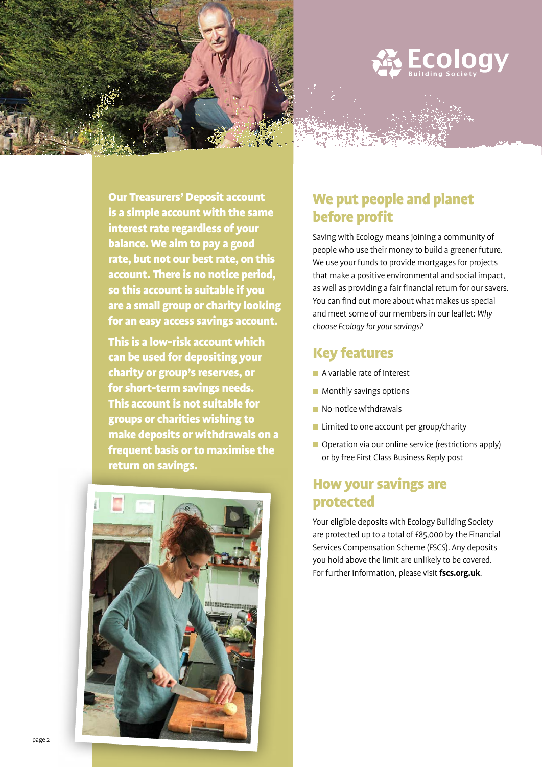Ecology Building Society

**Our Treasurers' Deposit account is a simple account with the same interest rate regardless of your balance. We aim to pay a good rate, but not our best rate, on this account. There is no notice period, so this account is suitable if you are a small group or charity looking for an easy access savings account.**

**This is a low-risk account which can be used for depositing your charity or group's reserves, or for short-term savings needs. This account is not suitable for groups or charities wishing to make deposits or withdrawals on a frequent basis or to maximise the return on savings.**

## We put people and planet before profit

Saving with Ecology means joining a community of people who use their money to build a greener future. We use your funds to provide mortgages for projects that make a positive environmental and social impact, as well as providing a fair financial return for our savers. You can find out more about what makes us special and meet some of our members in our leaflet: *Why choose Ecology for your savings?*

## Key features

- A variable rate of interest
- Monthly savings options
- No-notice withdrawals
- Limited to one account per group/charity
- Operation via our online service (restrictions apply) or by free First Class Business Reply post

## How your savings are protected

Your eligible deposits with Ecology Building Society are protected up to a total of £85,000 by the Financial Services Compensation Scheme (FSCS). Any deposits you hold above the limit are unlikely to be covered. For further information, please visit **fscs.org.uk**.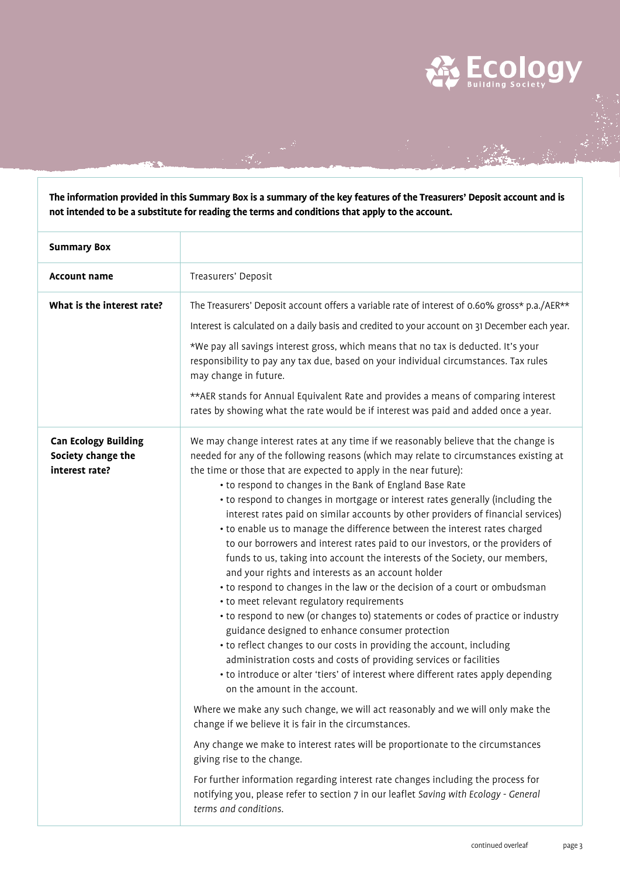**The information provided in this Summary Box is a summary of the key features of the Treasurers' Deposit account and is not intended to be a substitute for reading the terms and conditions that apply to the account.**

| **Summary Box** | |
|---|---|
| **Account name** | Treasurers' Deposit |
| **What is the interest rate?** | The Treasurers' Deposit account offers a variable rate of interest of 0.60% gross* p.a./AER**<br><br>Interest is calculated on a daily basis and credited to your account on 31 December each year.<br><br>*We pay all savings interest gross, which means that no tax is deducted. It's your responsibility to pay any tax due, based on your individual circumstances. Tax rules may change in future.<br><br>**AER stands for Annual Equivalent Rate and provides a means of comparing interest rates by showing what the rate would be if interest was paid and added once a year. |
| **Can Ecology Building Society change the interest rate?** | We may change interest rates at any time if we reasonably believe that the change is needed for any of the following reasons (which may relate to circumstances existing at the time or those that are expected to apply in the near future):<br>• to respond to changes in the Bank of England Base Rate<br>• to respond to changes in mortgage or interest rates generally (including the interest rates paid on similar accounts by other providers of financial services)<br>• to enable us to manage the difference between the interest rates charged to our borrowers and interest rates paid to our investors, or the providers of funds to us, taking into account the interests of the Society, our members, and your rights and interests as an account holder<br>• to respond to changes in the law or the decision of a court or ombudsman<br>• to meet relevant regulatory requirements<br>• to respond to new (or changes to) statements or codes of practice or industry guidance designed to enhance consumer protection<br>• to reflect changes to our costs in providing the account, including administration costs and costs of providing services or facilities<br>• to introduce or alter 'tiers' of interest where different rates apply depending on the amount in the account.<br><br>Where we make any such change, we will act reasonably and we will only make the change if we believe it is fair in the circumstances.<br><br>Any change we make to interest rates will be proportionate to the circumstances giving rise to the change.<br><br>For further information regarding interest rate changes including the process for notifying you, please refer to section 7 in our leaflet *Saving with Ecology - General terms and conditions.* |

continued overleaf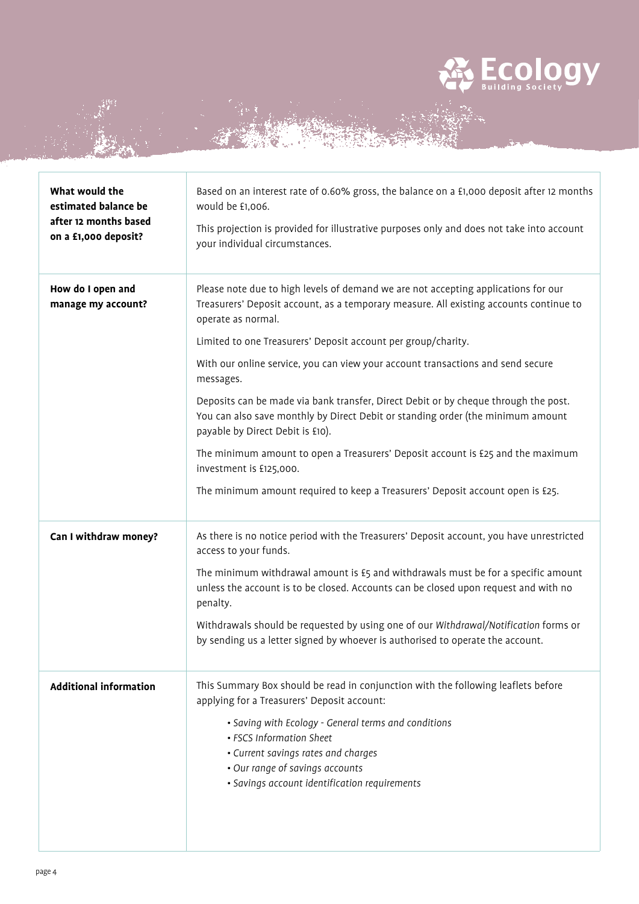| | |
|---|---|
| **What would the estimated balance be after 12 months based on a £1,000 deposit?** | Based on an interest rate of 0.60% gross, the balance on a £1,000 deposit after 12 months would be £1,006.<br><br>This projection is provided for illustrative purposes only and does not take into account your individual circumstances. |
| **How do I open and manage my account?** | Please note due to high levels of demand we are not accepting applications for our Treasurers' Deposit account, as a temporary measure. All existing accounts continue to operate as normal.<br><br>Limited to one Treasurers' Deposit account per group/charity.<br><br>With our online service, you can view your account transactions and send secure messages.<br><br>Deposits can be made via bank transfer, Direct Debit or by cheque through the post. You can also save monthly by Direct Debit or standing order (the minimum amount payable by Direct Debit is £10).<br><br>The minimum amount to open a Treasurers' Deposit account is £25 and the maximum investment is £125,000.<br><br>The minimum amount required to keep a Treasurers' Deposit account open is £25. |
| **Can I withdraw money?** | As there is no notice period with the Treasurers' Deposit account, you have unrestricted access to your funds.<br><br>The minimum withdrawal amount is £5 and withdrawals must be for a specific amount unless the account is to be closed. Accounts can be closed upon request and with no penalty.<br><br>Withdrawals should be requested by using one of our *Withdrawal/Notification* forms or by sending us a letter signed by whoever is authorised to operate the account. |
| **Additional information** | This Summary Box should be read in conjunction with the following leaflets before applying for a Treasurers' Deposit account:<br><br>• *Saving with Ecology - General terms and conditions*<br>• *FSCS Information Sheet*<br>• *Current savings rates and charges*<br>• *Our range of savings accounts*<br>• *Savings account identification requirements* |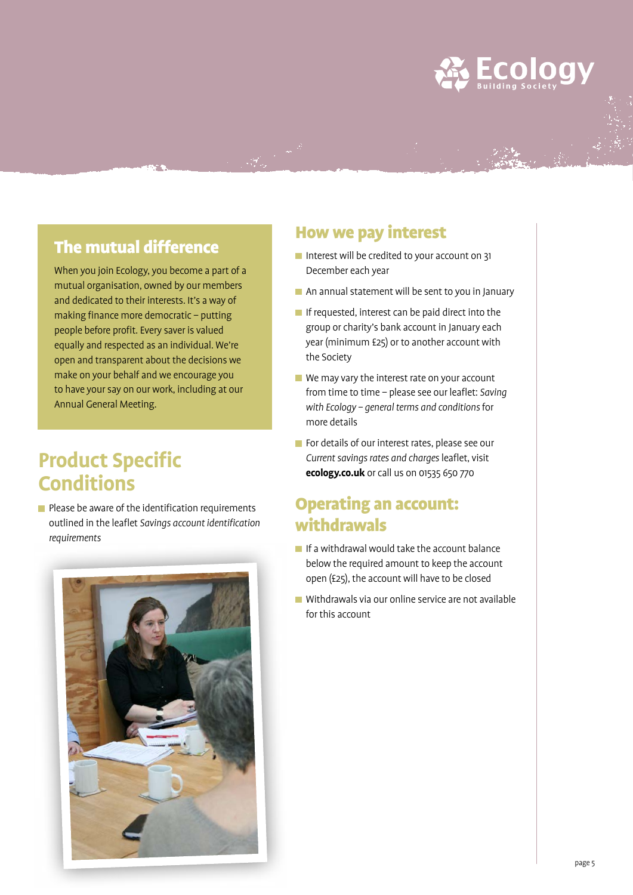## The mutual difference

When you join Ecology, you become a part of a mutual organisation, owned by our members and dedicated to their interests. It's a way of making finance more democratic – putting people before profit. Every saver is valued equally and respected as an individual. We're open and transparent about the decisions we make on your behalf and we encourage you to have your say on our work, including at our Annual General Meeting.

## Product Specific Conditions

- Please be aware of the identification requirements outlined in the leaflet *Savings account identification requirements*

## How we pay interest

- Interest will be credited to your account on 31 December each year
- An annual statement will be sent to you in January
- If requested, interest can be paid direct into the group or charity's bank account in January each year (minimum £25) or to another account with the Society
- We may vary the interest rate on your account from time to time – please see our leaflet: *Saving with Ecology – general terms and conditions* for more details
- For details of our interest rates, please see our *Current savings rates and charges* leaflet, visit **ecology.co.uk** or call us on 01535 650 770

## Operating an account: withdrawals

- If a withdrawal would take the account balance below the required amount to keep the account open (£25), the account will have to be closed
- Withdrawals via our online service are not available for this account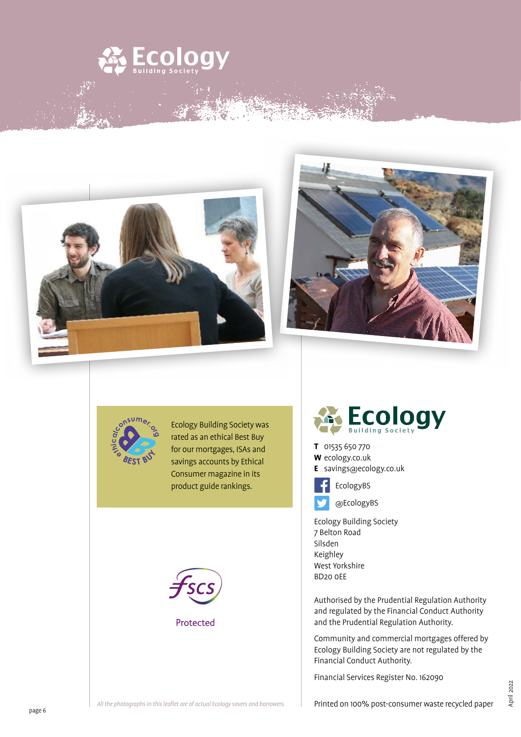Ecology Building Society was rated as an ethical Best Buy for our mortgages, ISAs and savings accounts by Ethical Consumer magazine in its product guide rankings.

Protected

*All the photographs in this leaflet are of actual Ecology savers and borrowers.*

**T** 01535 650 770
**W** ecology.co.uk
**E** savings@ecology.co.uk

EcologyBS

@EcologyBS

Ecology Building Society
7 Belton Road
Silsden
Keighley
West Yorkshire
BD20 0EE

Authorised by the Prudential Regulation Authority and regulated by the Financial Conduct Authority and the Prudential Regulation Authority.

Community and commercial mortgages offered by Ecology Building Society are not regulated by the Financial Conduct Authority.

Financial Services Register No. 162090

Printed on 100% post-consumer waste recycled paper

April 2022